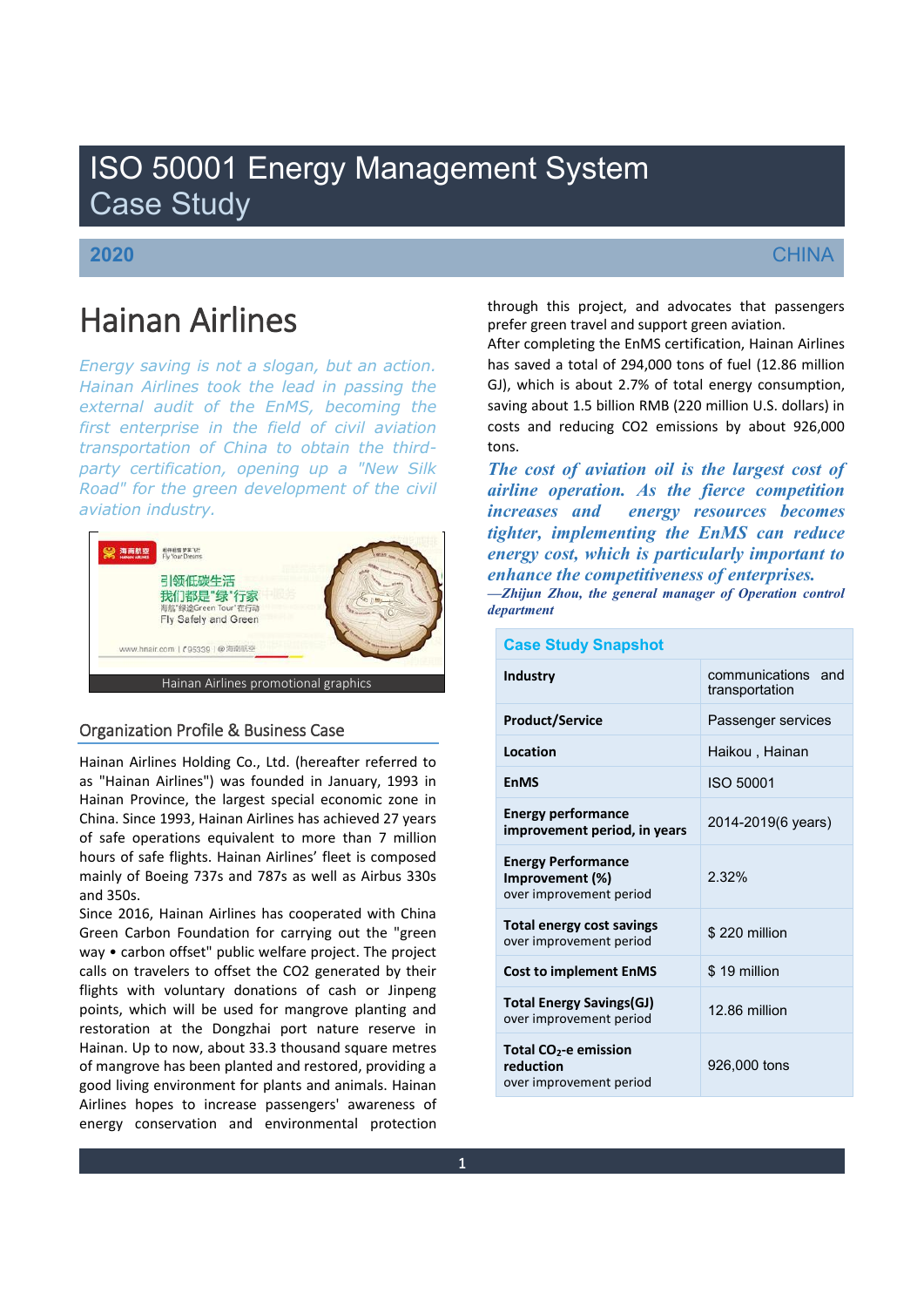# ISO 50001 Energy Management System Case Study

**2020** CHINA

# Hainan Airlines

*Energy saving is not a slogan, but an action. Hainan Airlines took the lead in passing the external audit of the EnMS, becoming the first enterprise in the field of civil aviation transportation of China to obtain the third-party certification, opening up a "New Silk Road" for the green development of the civil aviation industry.*

Hainan Airlines promotional graphics

## Organization Profile & Business Case

Hainan Airlines Holding Co., Ltd. (hereafter referred to as "Hainan Airlines") was founded in January, 1993 in Hainan Province, the largest special economic zone in China. Since 1993, Hainan Airlines has achieved 27 years of safe operations equivalent to more than 7 million hours of safe flights. Hainan Airlines' fleet is composed mainly of Boeing 737s and 787s as well as Airbus 330s and 350s.

Since 2016, Hainan Airlines has cooperated with China Green Carbon Foundation for carrying out the "green way • carbon offset" public welfare project. The project calls on travelers to offset the CO2 generated by their flights with voluntary donations of cash or Jinpeng points, which will be used for mangrove planting and restoration at the Dongzhai port nature reserve in Hainan. Up to now, about 33.3 thousand square metres of mangrove has been planted and restored, providing a good living environment for plants and animals. Hainan Airlines hopes to increase passengers' awareness of energy conservation and environmental protection through this project, and advocates that passengers prefer green travel and support green aviation.

After completing the EnMS certification, Hainan Airlines has saved a total of 294,000 tons of fuel (12.86 million GJ), which is about 2.7% of total energy consumption, saving about 1.5 billion RMB (220 million U.S. dollars) in costs and reducing CO2 emissions by about 926,000 tons.

***The cost of aviation oil is the largest cost of airline operation. As the fierce competition increases and energy resources becomes tighter, implementing the EnMS can reduce energy cost, which is particularly important to enhance the competitiveness of enterprises.***

***—Zhijun Zhou, the general manager of Operation control department***

## Case Study Snapshot

| | |
|---|---|
| **Industry** | communications and transportation |
| **Product/Service** | Passenger services |
| **Location** | Haikou , Hainan |
| **EnMS** | ISO 50001 |
| **Energy performance improvement period, in years** | 2014-2019(6 years) |
| **Energy Performance Improvement (%)** over improvement period | 2.32% |
| **Total energy cost savings** over improvement period | $ 220 million |
| **Cost to implement EnMS** | $ 19 million |
| **Total Energy Savings(GJ)** over improvement period | 12.86 million |
| **Total $CO_2$-e emission reduction** over improvement period | 926,000 tons |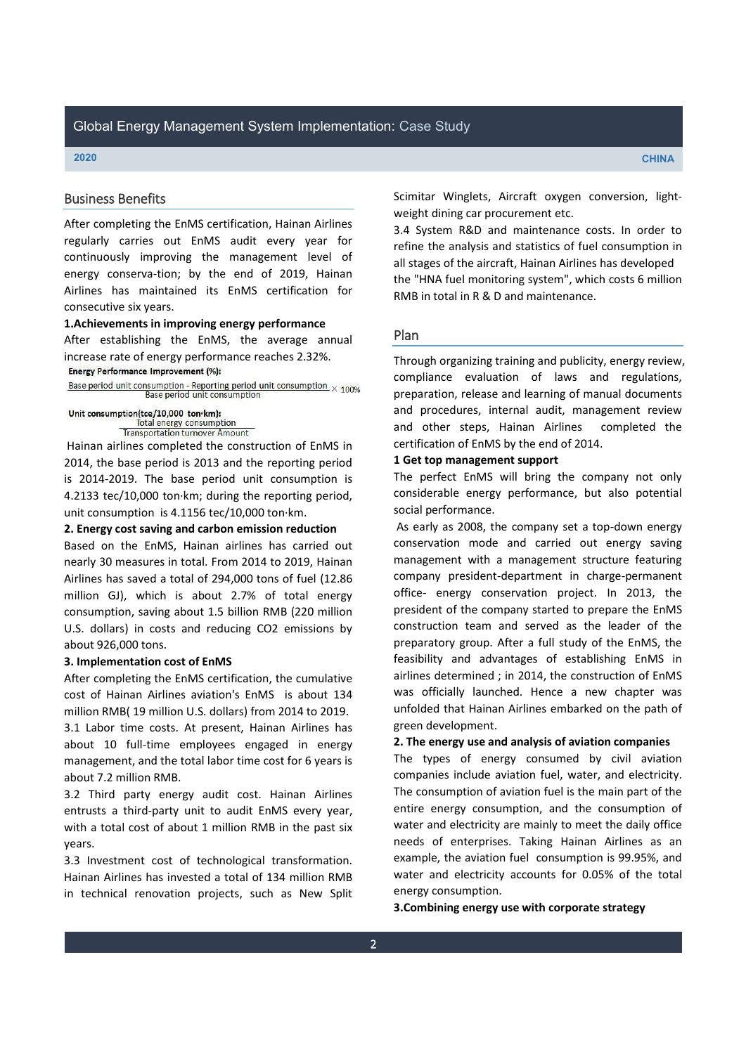## Business Benefits

After completing the EnMS certification, Hainan Airlines regularly carries out EnMS audit every year for continuously improving the management level of energy conserva-tion; by the end of 2019, Hainan Airlines has maintained its EnMS certification for consecutive six years.

**1.Achievements in improving energy performance**

After establishing the EnMS, the average annual increase rate of energy performance reaches 2.32%.

**Energy Performance Improvement (%):**

$$\frac{\text{Base period unit consumption} - \text{Reporting period unit consumption}}{\text{Base period unit consumption}} \times 100\%$$

**Unit consumption(tce/10,000 ton·km):**

$$\frac{\text{Total energy consumption}}{\text{Transportation turnover Amount}}$$

Hainan airlines completed the construction of EnMS in 2014, the base period is 2013 and the reporting period is 2014-2019. The base period unit consumption is 4.2133 tec/10,000 ton·km; during the reporting period, unit consumption is 4.1156 tec/10,000 ton·km.

**2. Energy cost saving and carbon emission reduction**

Based on the EnMS, Hainan airlines has carried out nearly 30 measures in total. From 2014 to 2019, Hainan Airlines has saved a total of 294,000 tons of fuel (12.86 million GJ), which is about 2.7% of total energy consumption, saving about 1.5 billion RMB (220 million U.S. dollars) in costs and reducing $CO_2$ emissions by about 926,000 tons.

**3. Implementation cost of EnMS**

After completing the EnMS certification, the cumulative cost of Hainan Airlines aviation's EnMS is about 134 million RMB( 19 million U.S. dollars) from 2014 to 2019.

3.1 Labor time costs. At present, Hainan Airlines has about 10 full-time employees engaged in energy management, and the total labor time cost for 6 years is about 7.2 million RMB.

3.2 Third party energy audit cost. Hainan Airlines entrusts a third-party unit to audit EnMS every year, with a total cost of about 1 million RMB in the past six years.

3.3 Investment cost of technological transformation. Hainan Airlines has invested a total of 134 million RMB in technical renovation projects, such as New Split Scimitar Winglets, Aircraft oxygen conversion, light-weight dining car procurement etc.

3.4 System R&D and maintenance costs. In order to refine the analysis and statistics of fuel consumption in all stages of the aircraft, Hainan Airlines has developed the "HNA fuel monitoring system", which costs 6 million RMB in total in R & D and maintenance.

## Plan

Through organizing training and publicity, energy review, compliance evaluation of laws and regulations, preparation, release and learning of manual documents and procedures, internal audit, management review and other steps, Hainan Airlines completed the certification of EnMS by the end of 2014.

**1 Get top management support**

The perfect EnMS will bring the company not only considerable energy performance, but also potential social performance.

As early as 2008, the company set a top-down energy conservation mode and carried out energy saving management with a management structure featuring company president-department in charge-permanent office- energy conservation project. In 2013, the president of the company started to prepare the EnMS construction team and served as the leader of the preparatory group. After a full study of the EnMS, the feasibility and advantages of establishing EnMS in airlines determined ; in 2014, the construction of EnMS was officially launched. Hence a new chapter was unfolded that Hainan Airlines embarked on the path of green development.

**2. The energy use and analysis of aviation companies**

The types of energy consumed by civil aviation companies include aviation fuel, water, and electricity. The consumption of aviation fuel is the main part of the entire energy consumption, and the consumption of water and electricity are mainly to meet the daily office needs of enterprises. Taking Hainan Airlines as an example, the aviation fuel consumption is 99.95%, and water and electricity accounts for 0.05% of the total energy consumption.

**3.Combining energy use with corporate strategy**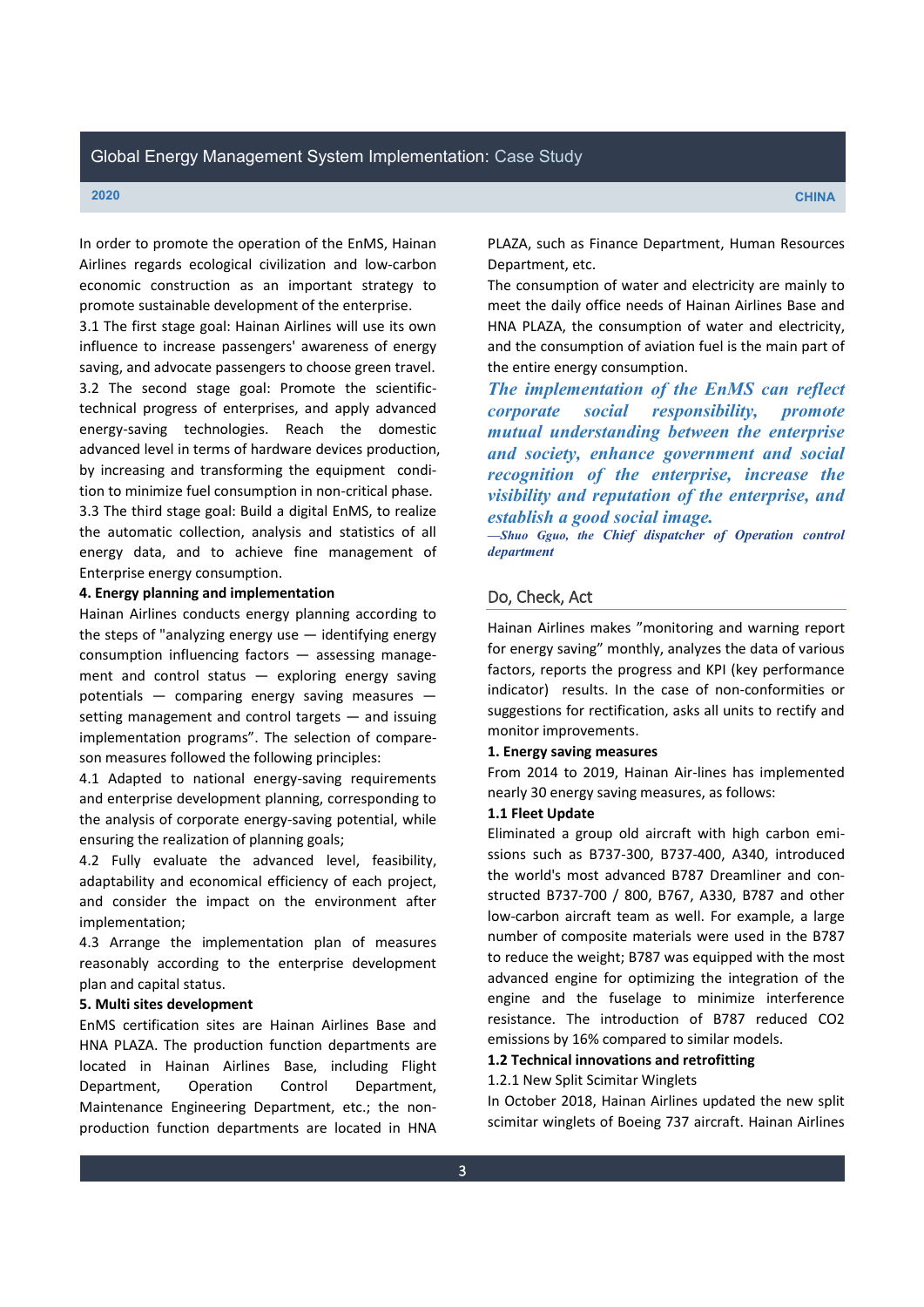In order to promote the operation of the EnMS, Hainan Airlines regards ecological civilization and low-carbon economic construction as an important strategy to promote sustainable development of the enterprise.

3.1 The first stage goal: Hainan Airlines will use its own influence to increase passengers' awareness of energy saving, and advocate passengers to choose green travel.

3.2 The second stage goal: Promote the scientific-technical progress of enterprises, and apply advanced energy-saving technologies. Reach the domestic advanced level in terms of hardware devices production, by increasing and transforming the equipment condition to minimize fuel consumption in non-critical phase.

3.3 The third stage goal: Build a digital EnMS, to realize the automatic collection, analysis and statistics of all energy data, and to achieve fine management of Enterprise energy consumption.

**4. Energy planning and implementation**

Hainan Airlines conducts energy planning according to the steps of "analyzing energy use — identifying energy consumption influencing factors — assessing management and control status — exploring energy saving potentials — comparing energy saving measures — setting management and control targets — and issuing implementation programs". The selection of compareson measures followed the following principles:

4.1 Adapted to national energy-saving requirements and enterprise development planning, corresponding to the analysis of corporate energy-saving potential, while ensuring the realization of planning goals;

4.2 Fully evaluate the advanced level, feasibility, adaptability and economical efficiency of each project, and consider the impact on the environment after implementation;

4.3 Arrange the implementation plan of measures reasonably according to the enterprise development plan and capital status.

**5. Multi sites development**

EnMS certification sites are Hainan Airlines Base and HNA PLAZA. The production function departments are located in Hainan Airlines Base, including Flight Department, Operation Control Department, Maintenance Engineering Department, etc.; the non-production function departments are located in HNA PLAZA, such as Finance Department, Human Resources Department, etc.

The consumption of water and electricity are mainly to meet the daily office needs of Hainan Airlines Base and HNA PLAZA, the consumption of water and electricity, and the consumption of aviation fuel is the main part of the entire energy consumption.

> ***The implementation of the EnMS can reflect corporate social responsibility, promote mutual understanding between the enterprise and society, enhance government and social recognition of the enterprise, increase the visibility and reputation of the enterprise, and establish a good social image.***
>
> *—Shuo Gguo, the Chief dispatcher of Operation control department*

## Do, Check, Act

Hainan Airlines makes "monitoring and warning report for energy saving" monthly, analyzes the data of various factors, reports the progress and KPI (key performance indicator) results. In the case of non-conformities or suggestions for rectification, asks all units to rectify and monitor improvements.

**1. Energy saving measures**

From 2014 to 2019, Hainan Air-lines has implemented nearly 30 energy saving measures, as follows:

**1.1 Fleet Update**

Eliminated a group old aircraft with high carbon emissions such as B737-300, B737-400, A340, introduced the world's most advanced B787 Dreamliner and constructed B737-700 / 800, B767, A330, B787 and other low-carbon aircraft team as well. For example, a large number of composite materials were used in the B787 to reduce the weight; B787 was equipped with the most advanced engine for optimizing the integration of the engine and the fuselage to minimize interference resistance. The introduction of B787 reduced CO2 emissions by 16% compared to similar models.

**1.2 Technical innovations and retrofitting**

1.2.1 New Split Scimitar Winglets

In October 2018, Hainan Airlines updated the new split scimitar winglets of Boeing 737 aircraft. Hainan Airlines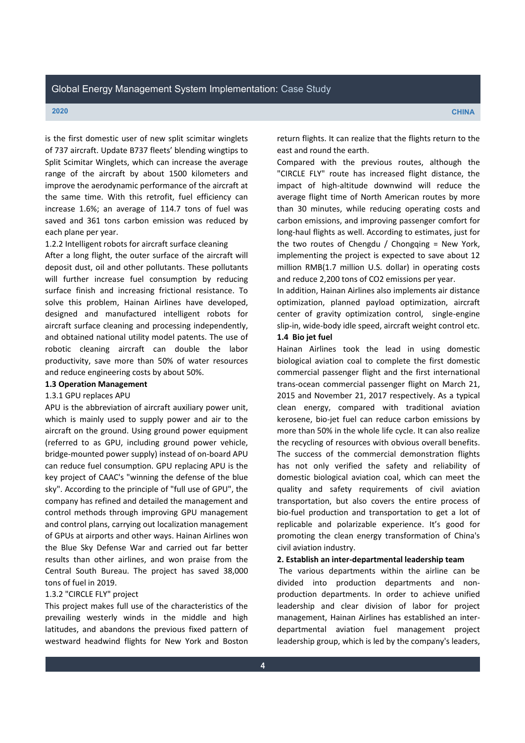is the first domestic user of new split scimitar winglets of 737 aircraft. Update B737 fleets' blending wingtips to Split Scimitar Winglets, which can increase the average range of the aircraft by about 1500 kilometers and improve the aerodynamic performance of the aircraft at the same time. With this retrofit, fuel efficiency can increase 1.6%; an average of 114.7 tons of fuel was saved and 361 tons carbon emission was reduced by each plane per year.

1.2.2 Intelligent robots for aircraft surface cleaning

After a long flight, the outer surface of the aircraft will deposit dust, oil and other pollutants. These pollutants will further increase fuel consumption by reducing surface finish and increasing frictional resistance. To solve this problem, Hainan Airlines have developed, designed and manufactured intelligent robots for aircraft surface cleaning and processing independently, and obtained national utility model patents. The use of robotic cleaning aircraft can double the labor productivity, save more than 50% of water resources and reduce engineering costs by about 50%.

**1.3 Operation Management**

1.3.1 GPU replaces APU

APU is the abbreviation of aircraft auxiliary power unit, which is mainly used to supply power and air to the aircraft on the ground. Using ground power equipment (referred to as GPU, including ground power vehicle, bridge-mounted power supply) instead of on-board APU can reduce fuel consumption. GPU replacing APU is the key project of CAAC's "winning the defense of the blue sky". According to the principle of "full use of GPU", the company has refined and detailed the management and control methods through improving GPU management and control plans, carrying out localization management of GPUs at airports and other ways. Hainan Airlines won the Blue Sky Defense War and carried out far better results than other airlines, and won praise from the Central South Bureau. The project has saved 38,000 tons of fuel in 2019.

1.3.2 "CIRCLE FLY" project

This project makes full use of the characteristics of the prevailing westerly winds in the middle and high latitudes, and abandons the previous fixed pattern of westward headwind flights for New York and Boston return flights. It can realize that the flights return to the east and round the earth.

Compared with the previous routes, although the "CIRCLE FLY" route has increased flight distance, the impact of high-altitude downwind will reduce the average flight time of North American routes by more than 30 minutes, while reducing operating costs and carbon emissions, and improving passenger comfort for long-haul flights as well. According to estimates, just for the two routes of Chengdu / Chongqing = New York, implementing the project is expected to save about 12 million RMB(1.7 million U.S. dollar) in operating costs and reduce 2,200 tons of $CO_2$ emissions per year.

In addition, Hainan Airlines also implements air distance optimization, planned payload optimization, aircraft center of gravity optimization control, single-engine slip-in, wide-body idle speed, aircraft weight control etc.

**1.4 Bio jet fuel**

Hainan Airlines took the lead in using domestic biological aviation coal to complete the first domestic commercial passenger flight and the first international trans-ocean commercial passenger flight on March 21, 2015 and November 21, 2017 respectively. As a typical clean energy, compared with traditional aviation kerosene, bio-jet fuel can reduce carbon emissions by more than 50% in the whole life cycle. It can also realize the recycling of resources with obvious overall benefits. The success of the commercial demonstration flights has not only verified the safety and reliability of domestic biological aviation coal, which can meet the quality and safety requirements of civil aviation transportation, but also covers the entire process of bio-fuel production and transportation to get a lot of replicable and polarizable experience. It's good for promoting the clean energy transformation of China's civil aviation industry.

**2. Establish an inter-departmental leadership team**

The various departments within the airline can be divided into production departments and non-production departments. In order to achieve unified leadership and clear division of labor for project management, Hainan Airlines has established an inter-departmental aviation fuel management project leadership group, which is led by the company's leaders,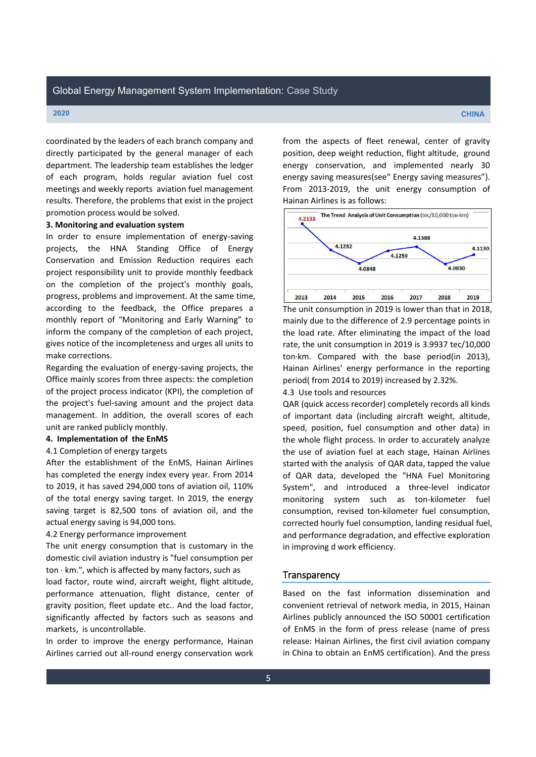coordinated by the leaders of each branch company and directly participated by the general manager of each department. The leadership team establishes the ledger of each program, holds regular aviation fuel cost meetings and weekly reports aviation fuel management results. Therefore, the problems that exist in the project promotion process would be solved.

**3. Monitoring and evaluation system**

In order to ensure implementation of energy-saving projects, the HNA Standing Office of Energy Conservation and Emission Reduction requires each project responsibility unit to provide monthly feedback on the completion of the project's monthly goals, progress, problems and improvement. At the same time, according to the feedback, the Office prepares a monthly report of "Monitoring and Early Warning" to inform the company of the completion of each project, gives notice of the incompleteness and urges all units to make corrections.

Regarding the evaluation of energy-saving projects, the Office mainly scores from three aspects: the completion of the project process indicator (KPI), the completion of the project's fuel-saving amount and the project data management. In addition, the overall scores of each unit are ranked publicly monthly.

**4. Implementation of the EnMS**

4.1 Completion of energy targets

After the establishment of the EnMS, Hainan Airlines has completed the energy index every year. From 2014 to 2019, it has saved 294,000 tons of aviation oil, 110% of the total energy saving target. In 2019, the energy saving target is 82,500 tons of aviation oil, and the actual energy saving is 94,000 tons.

4.2 Energy performance improvement

The unit energy consumption that is customary in the domestic civil aviation industry is "fuel consumption per ton · km.", which is affected by many factors, such as load factor, route wind, aircraft weight, flight altitude, performance attenuation, flight distance, center of gravity position, fleet update etc.. And the load factor, significantly affected by factors such as seasons and markets, is uncontrollable.

In order to improve the energy performance, Hainan Airlines carried out all-round energy conservation work from the aspects of fleet renewal, center of gravity position, deep weight reduction, flight altitude, ground energy conservation, and implemented nearly 30 energy saving measures(see" Energy saving measures"). From 2013-2019, the unit energy consumption of Hainan Airlines is as follows:

The Trend Analysis of Unit Consumption (tec/10,000 ton-km)

| Year | 2013 | 2014 | 2015 | 2016 | 2017 | 2018 | 2019 |
|---|---|---|---|---|---|---|---|
| Unit Consumption | 4.2133 | 4.1282 | 4.0848 | 4.1259 | 4.1388 | 4.0830 | 4.1130 |

The unit consumption in 2019 is lower than that in 2018, mainly due to the difference of 2.9 percentage points in the load rate. After eliminating the impact of the load rate, the unit consumption in 2019 is 3.9937 tec/10,000 ton·km. Compared with the base period(in 2013), Hainan Airlines' energy performance in the reporting period( from 2014 to 2019) increased by 2.32%.

4.3 Use tools and resources

QAR (quick access recorder) completely records all kinds of important data (including aircraft weight, altitude, speed, position, fuel consumption and other data) in the whole flight process. In order to accurately analyze the use of aviation fuel at each stage, Hainan Airlines started with the analysis of QAR data, tapped the value of QAR data, developed the "HNA Fuel Monitoring System", and introduced a three-level indicator monitoring system such as ton-kilometer fuel consumption, revised ton-kilometer fuel consumption, corrected hourly fuel consumption, landing residual fuel, and performance degradation, and effective exploration in improving d work efficiency.

## Transparency

Based on the fast information dissemination and convenient retrieval of network media, in 2015, Hainan Airlines publicly announced the ISO 50001 certification of EnMS in the form of press release (name of press release: Hainan Airlines, the first civil aviation company in China to obtain an EnMS certification). And the press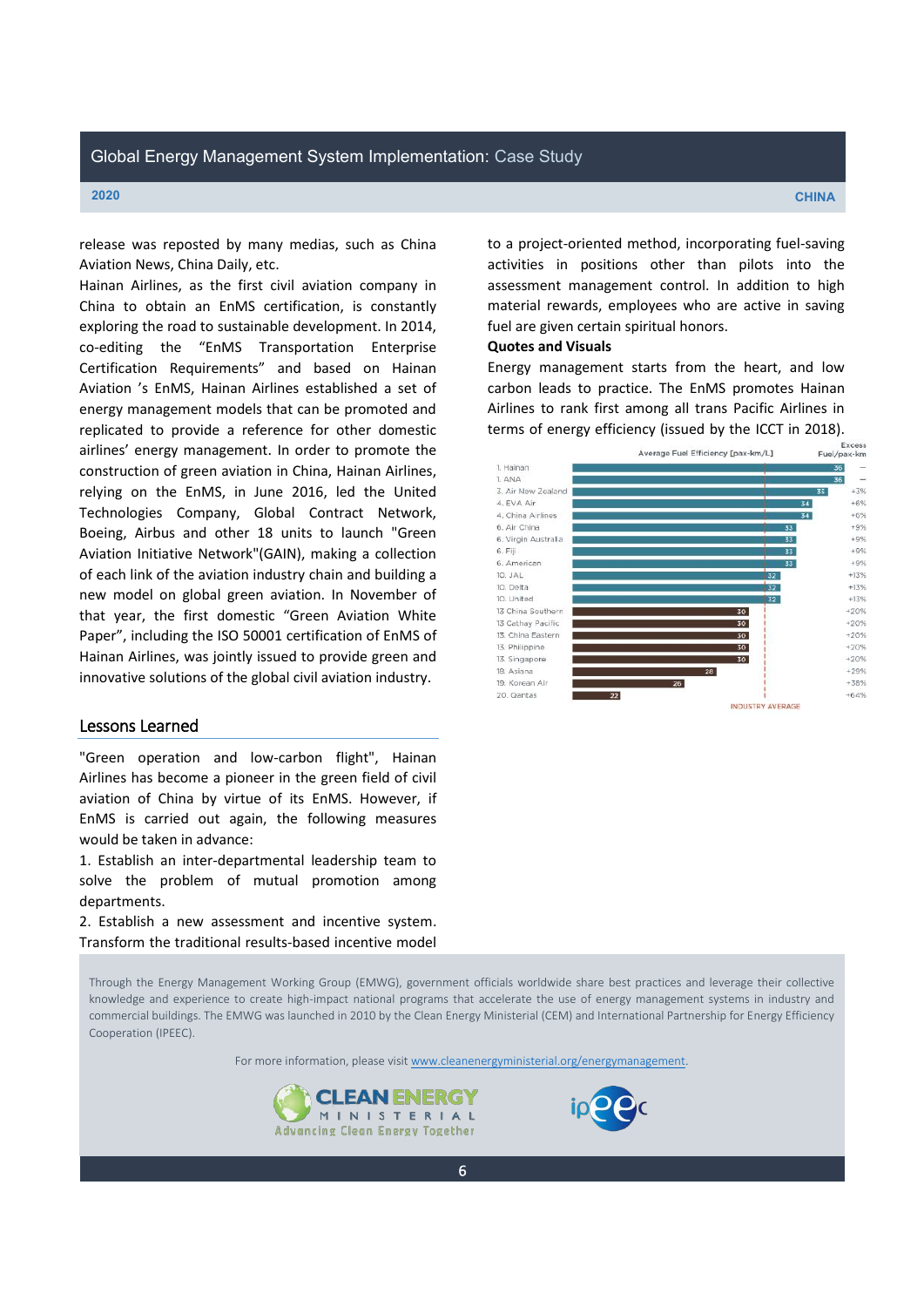release was reposted by many medias, such as China Aviation News, China Daily, etc.

Hainan Airlines, as the first civil aviation company in China to obtain an EnMS certification, is constantly exploring the road to sustainable development. In 2014, co-editing the "EnMS Transportation Enterprise Certification Requirements" and based on Hainan Aviation 's EnMS, Hainan Airlines established a set of energy management models that can be promoted and replicated to provide a reference for other domestic airlines' energy management. In order to promote the construction of green aviation in China, Hainan Airlines, relying on the EnMS, in June 2016, led the United Technologies Company, Global Contract Network, Boeing, Airbus and other 18 units to launch "Green Aviation Initiative Network"(GAIN), making a collection of each link of the aviation industry chain and building a new model on global green aviation. In November of that year, the first domestic "Green Aviation White Paper", including the ISO 50001 certification of EnMS of Hainan Airlines, was jointly issued to provide green and innovative solutions of the global civil aviation industry.

## Lessons Learned

"Green operation and low-carbon flight", Hainan Airlines has become a pioneer in the green field of civil aviation of China by virtue of its EnMS. However, if EnMS is carried out again, the following measures would be taken in advance:

1. Establish an inter-departmental leadership team to solve the problem of mutual promotion among departments.
2. Establish a new assessment and incentive system. Transform the traditional results-based incentive model to a project-oriented method, incorporating fuel-saving activities in positions other than pilots into the assessment management control. In addition to high material rewards, employees who are active in saving fuel are given certain spiritual honors.

**Quotes and Visuals**

Energy management starts from the heart, and low carbon leads to practice. The EnMS promotes Hainan Airlines to rank first among all trans Pacific Airlines in terms of energy efficiency (issued by the ICCT in 2018).

Average Fuel Efficiency [pax-km/L]
Excess Fuel/pax-km

1. Hainan 36 —
1. ANA 36 —
3. Air New Zealand 35 +3%
4. EVA Air 34 +6%
4. China Airlines 34 +6%
6. Air China 33 +9%
6. Virgin Australia 33 +9%
6. Fiji 33 +9%
6. American 33 +9%
10. JAL 32 +13%
10. Delta 32 +13%
10. United 32 +13%
13 China Southern 30 +20%
13 Cathay Pacific 30 +20%
13. China Eastern 30 +20%
13. Philippine 30 +20%
13. Singapore 30 +20%
18. Asiana 28 +29%
19. Korean Air 26 +38%
20. Qantas 22 +64%

INDUSTRY AVERAGE

Through the Energy Management Working Group (EMWG), government officials worldwide share best practices and leverage their collective knowledge and experience to create high-impact national programs that accelerate the use of energy management systems in industry and commercial buildings. The EMWG was launched in 2010 by the Clean Energy Ministerial (CEM) and International Partnership for Energy Efficiency Cooperation (IPEEC).

For more information, please visit www.cleanenergyministerial.org/energymanagement.